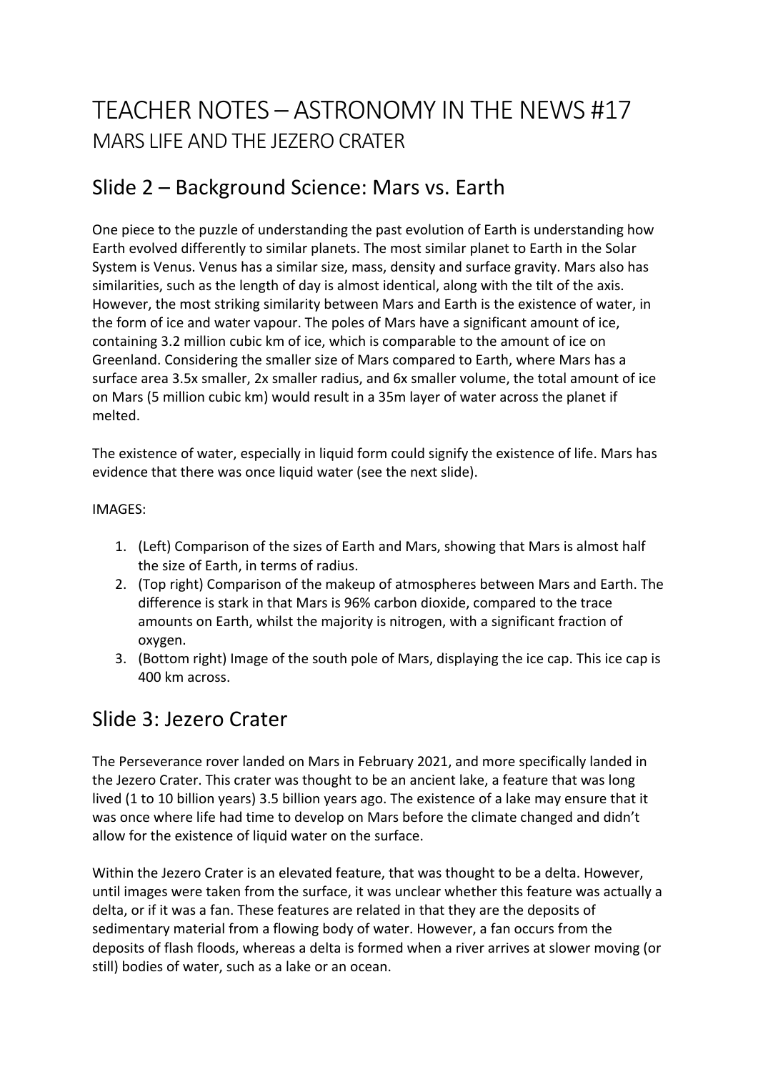# TEACHER NOTES – ASTRONOMY IN THE NEWS #17

## MARS LIFE AND THE JEZERO CRATER

## Slide 2 – Background Science: Mars vs. Earth

One piece to the puzzle of understanding the past evolution of Earth is understanding how Earth evolved differently to similar planets. The most similar planet to Earth in the Solar System is Venus. Venus has a similar size, mass, density and surface gravity. Mars also has similarities, such as the length of day is almost identical, along with the tilt of the axis. However, the most striking similarity between Mars and Earth is the existence of water, in the form of ice and water vapour. The poles of Mars have a significant amount of ice, containing 3.2 million cubic km of ice, which is comparable to the amount of ice on Greenland. Considering the smaller size of Mars compared to Earth, where Mars has a surface area 3.5x smaller, 2x smaller radius, and 6x smaller volume, the total amount of ice on Mars (5 million cubic km) would result in a 35m layer of water across the planet if melted.

The existence of water, especially in liquid form could signify the existence of life. Mars has evidence that there was once liquid water (see the next slide).

IMAGES:

1. (Left) Comparison of the sizes of Earth and Mars, showing that Mars is almost half the size of Earth, in terms of radius.
2. (Top right) Comparison of the makeup of atmospheres between Mars and Earth. The difference is stark in that Mars is 96% carbon dioxide, compared to the trace amounts on Earth, whilst the majority is nitrogen, with a significant fraction of oxygen.
3. (Bottom right) Image of the south pole of Mars, displaying the ice cap. This ice cap is 400 km across.

## Slide 3: Jezero Crater

The Perseverance rover landed on Mars in February 2021, and more specifically landed in the Jezero Crater. This crater was thought to be an ancient lake, a feature that was long lived (1 to 10 billion years) 3.5 billion years ago. The existence of a lake may ensure that it was once where life had time to develop on Mars before the climate changed and didn't allow for the existence of liquid water on the surface.

Within the Jezero Crater is an elevated feature, that was thought to be a delta. However, until images were taken from the surface, it was unclear whether this feature was actually a delta, or if it was a fan. These features are related in that they are the deposits of sedimentary material from a flowing body of water. However, a fan occurs from the deposits of flash floods, whereas a delta is formed when a river arrives at slower moving (or still) bodies of water, such as a lake or an ocean.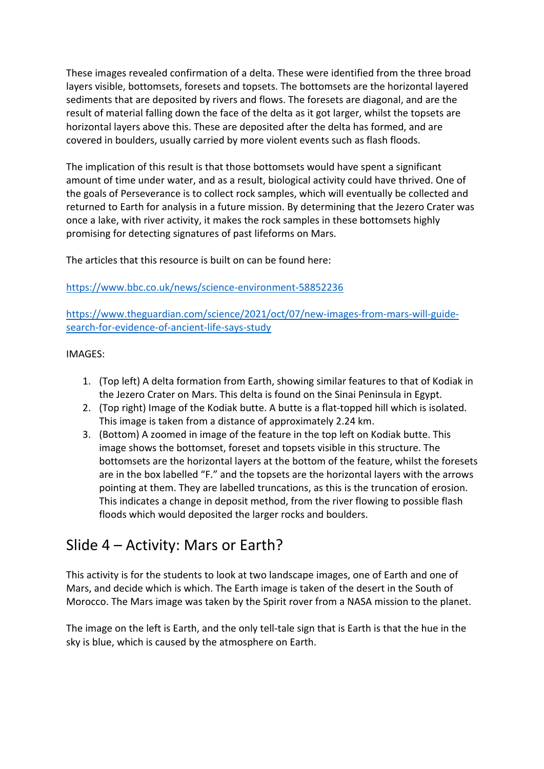These images revealed confirmation of a delta. These were identified from the three broad layers visible, bottomsets, foresets and topsets. The bottomsets are the horizontal layered sediments that are deposited by rivers and flows. The foresets are diagonal, and are the result of material falling down the face of the delta as it got larger, whilst the topsets are horizontal layers above this. These are deposited after the delta has formed, and are covered in boulders, usually carried by more violent events such as flash floods.

The implication of this result is that those bottomsets would have spent a significant amount of time under water, and as a result, biological activity could have thrived. One of the goals of Perseverance is to collect rock samples, which will eventually be collected and returned to Earth for analysis in a future mission. By determining that the Jezero Crater was once a lake, with river activity, it makes the rock samples in these bottomsets highly promising for detecting signatures of past lifeforms on Mars.

The articles that this resource is built on can be found here:

https://www.bbc.co.uk/news/science-environment-58852236

https://www.theguardian.com/science/2021/oct/07/new-images-from-mars-will-guide-search-for-evidence-of-ancient-life-says-study

IMAGES:

1. (Top left) A delta formation from Earth, showing similar features to that of Kodiak in the Jezero Crater on Mars. This delta is found on the Sinai Peninsula in Egypt.
2. (Top right) Image of the Kodiak butte. A butte is a flat-topped hill which is isolated. This image is taken from a distance of approximately 2.24 km.
3. (Bottom) A zoomed in image of the feature in the top left on Kodiak butte. This image shows the bottomset, foreset and topsets visible in this structure. The bottomsets are the horizontal layers at the bottom of the feature, whilst the foresets are in the box labelled "F." and the topsets are the horizontal layers with the arrows pointing at them. They are labelled truncations, as this is the truncation of erosion. This indicates a change in deposit method, from the river flowing to possible flash floods which would deposited the larger rocks and boulders.

## Slide 4 – Activity: Mars or Earth?

This activity is for the students to look at two landscape images, one of Earth and one of Mars, and decide which is which. The Earth image is taken of the desert in the South of Morocco. The Mars image was taken by the Spirit rover from a NASA mission to the planet.

The image on the left is Earth, and the only tell-tale sign that is Earth is that the hue in the sky is blue, which is caused by the atmosphere on Earth.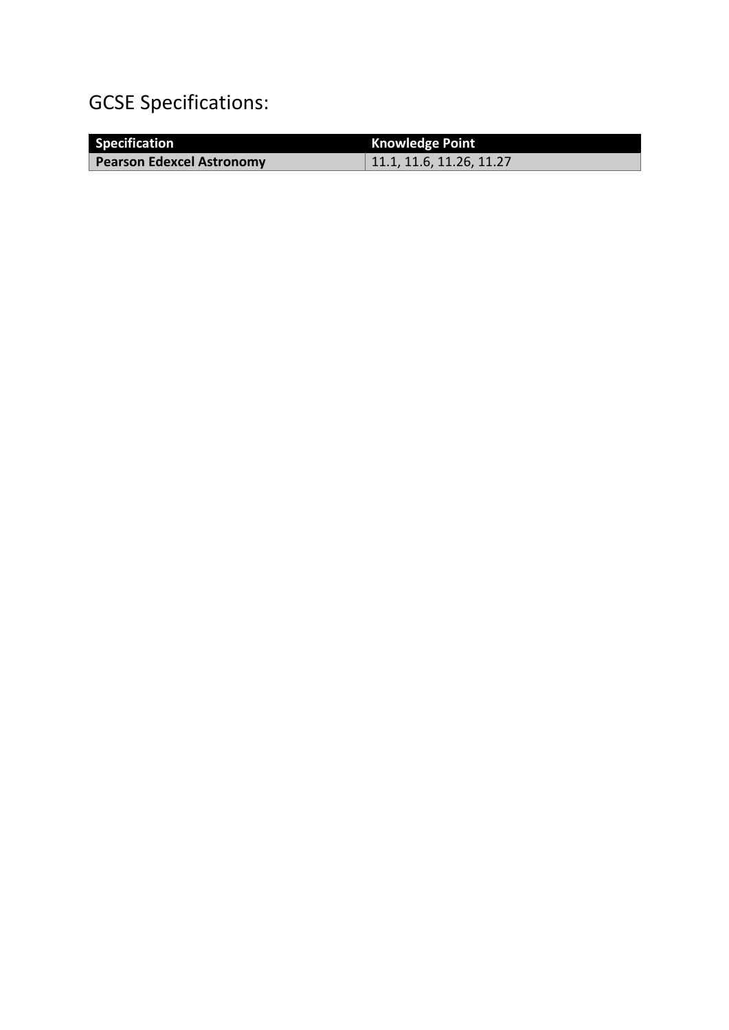# GCSE Specifications:

| Specification | Knowledge Point |
|---|---|
| **Pearson Edexcel Astronomy** | 11.1, 11.6, 11.26, 11.27 |